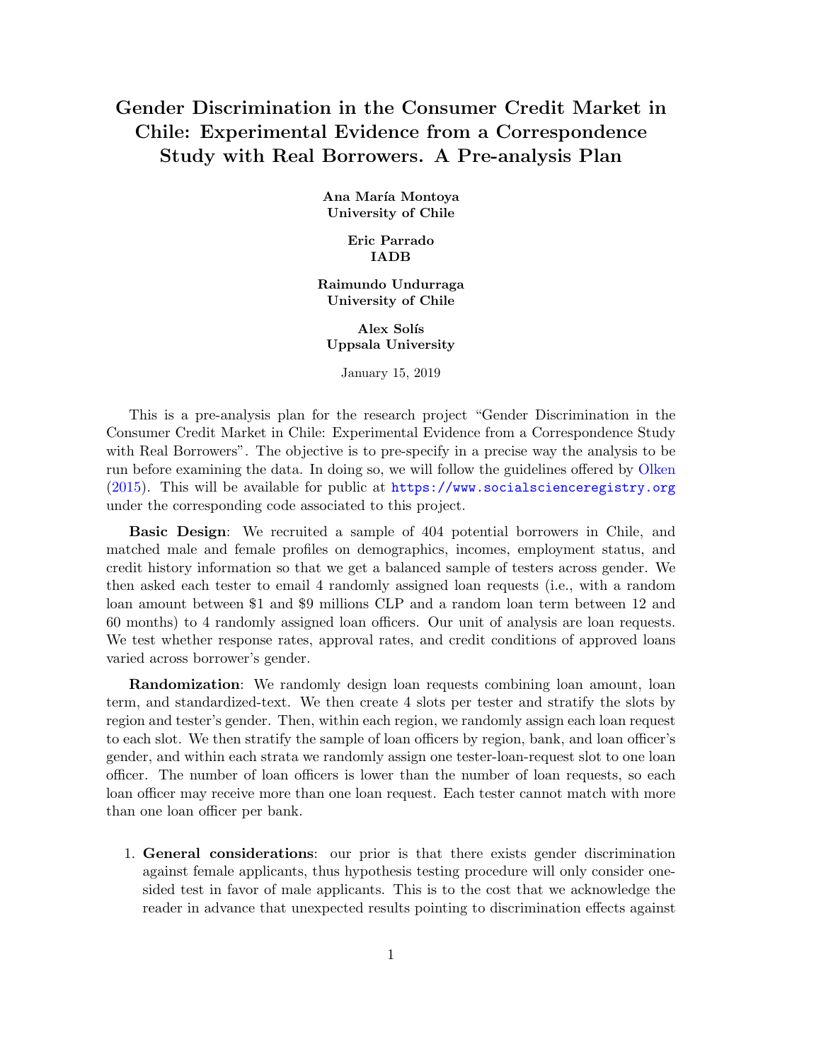# Gender Discrimination in the Consumer Credit Market in Chile: Experimental Evidence from a Correspondence Study with Real Borrowers. A Pre-analysis Plan

**Ana María Montoya**
**University of Chile**

**Eric Parrado**
**IADB**

**Raimundo Undurraga**
**University of Chile**

**Alex Solís**
**Uppsala University**

January 15, 2019

This is a pre-analysis plan for the research project "Gender Discrimination in the Consumer Credit Market in Chile: Experimental Evidence from a Correspondence Study with Real Borrowers". The objective is to pre-specify in a precise way the analysis to be run before examining the data. In doing so, we will follow the guidelines offered by Olken (2015). This will be available for public at https://www.socialscienceregistry.org under the corresponding code associated to this project.

**Basic Design**: We recruited a sample of 404 potential borrowers in Chile, and matched male and female profiles on demographics, incomes, employment status, and credit history information so that we get a balanced sample of testers across gender. We then asked each tester to email 4 randomly assigned loan requests (i.e., with a random loan amount between $1 and $9 millions CLP and a random loan term between 12 and 60 months) to 4 randomly assigned loan officers. Our unit of analysis are loan requests. We test whether response rates, approval rates, and credit conditions of approved loans varied across borrower's gender.

**Randomization**: We randomly design loan requests combining loan amount, loan term, and standardized-text. We then create 4 slots per tester and stratify the slots by region and tester's gender. Then, within each region, we randomly assign each loan request to each slot. We then stratify the sample of loan officers by region, bank, and loan officer's gender, and within each strata we randomly assign one tester-loan-request slot to one loan officer. The number of loan officers is lower than the number of loan requests, so each loan officer may receive more than one loan request. Each tester cannot match with more than one loan officer per bank.

1. **General considerations**: our prior is that there exists gender discrimination against female applicants, thus hypothesis testing procedure will only consider one-sided test in favor of male applicants. This is to the cost that we acknowledge the reader in advance that unexpected results pointing to discrimination effects against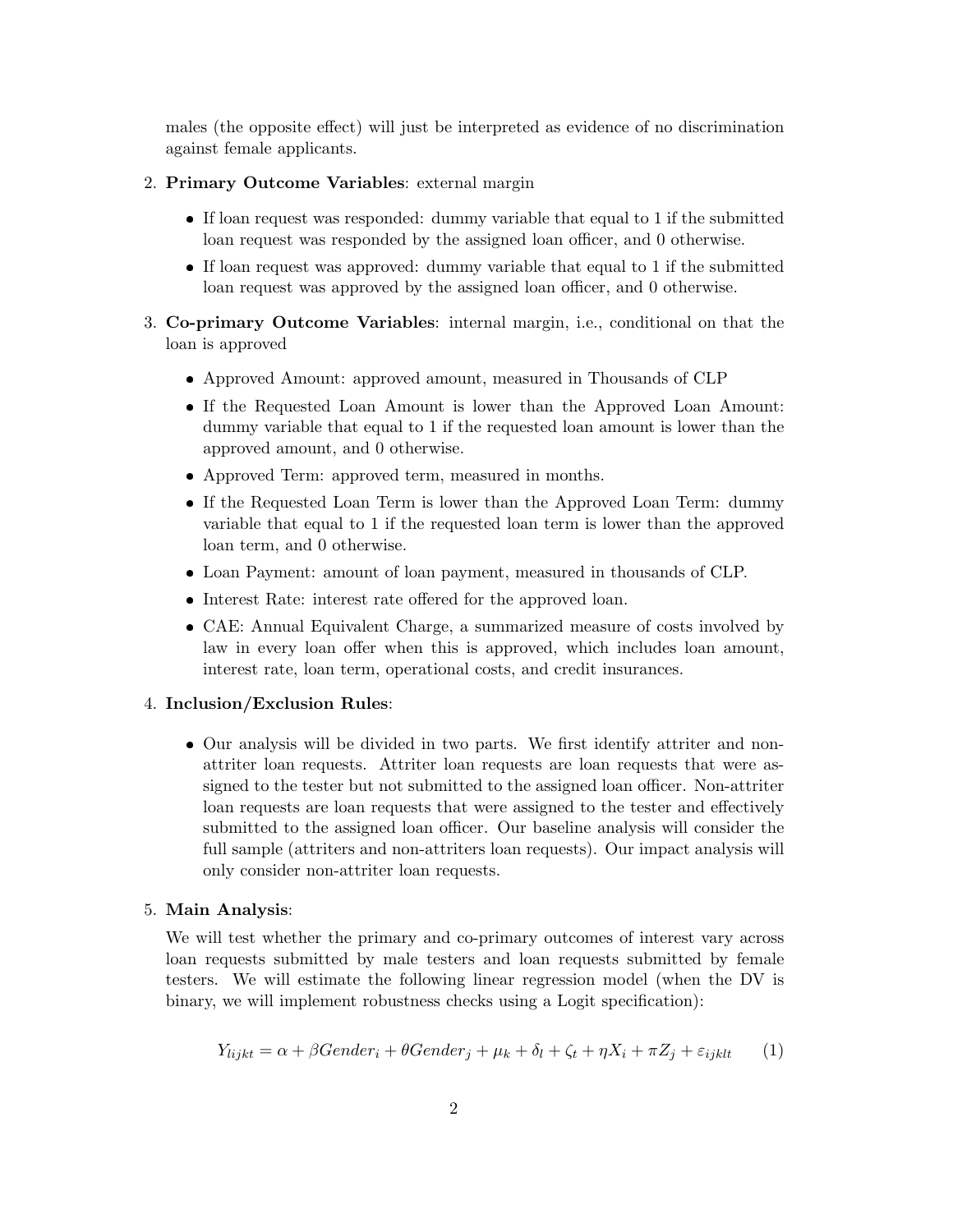males (the opposite effect) will just be interpreted as evidence of no discrimination against female applicants.

2. **Primary Outcome Variables**: external margin

   - If loan request was responded: dummy variable that equal to 1 if the submitted loan request was responded by the assigned loan officer, and 0 otherwise.
   - If loan request was approved: dummy variable that equal to 1 if the submitted loan request was approved by the assigned loan officer, and 0 otherwise.

3. **Co-primary Outcome Variables**: internal margin, i.e., conditional on that the loan is approved

   - Approved Amount: approved amount, measured in Thousands of CLP
   - If the Requested Loan Amount is lower than the Approved Loan Amount: dummy variable that equal to 1 if the requested loan amount is lower than the approved amount, and 0 otherwise.
   - Approved Term: approved term, measured in months.
   - If the Requested Loan Term is lower than the Approved Loan Term: dummy variable that equal to 1 if the requested loan term is lower than the approved loan term, and 0 otherwise.
   - Loan Payment: amount of loan payment, measured in thousands of CLP.
   - Interest Rate: interest rate offered for the approved loan.
   - CAE: Annual Equivalent Charge, a summarized measure of costs involved by law in every loan offer when this is approved, which includes loan amount, interest rate, loan term, operational costs, and credit insurances.

4. **Inclusion/Exclusion Rules**:

   - Our analysis will be divided in two parts. We first identify attriter and non-attriter loan requests. Attriter loan requests are loan requests that were assigned to the tester but not submitted to the assigned loan officer. Non-attriter loan requests are loan requests that were assigned to the tester and effectively submitted to the assigned loan officer. Our baseline analysis will consider the full sample (attriters and non-attriters loan requests). Our impact analysis will only consider non-attriter loan requests.

5. **Main Analysis**:

   We will test whether the primary and co-primary outcomes of interest vary across loan requests submitted by male testers and loan requests submitted by female testers. We will estimate the following linear regression model (when the DV is binary, we will implement robustness checks using a Logit specification):

$$Y_{lijkt} = \alpha + \beta Gender_i + \theta Gender_j + \mu_k + \delta_l + \zeta_t + \eta X_i + \pi Z_j + \varepsilon_{ijklt} \qquad (1)$$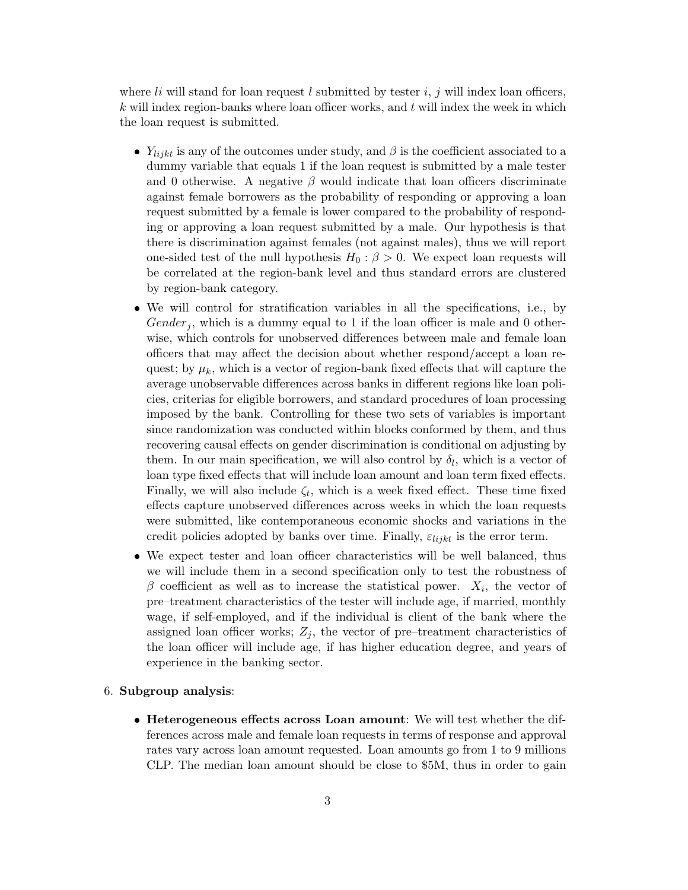where $li$ will stand for loan request $l$ submitted by tester $i$, $j$ will index loan officers, $k$ will index region-banks where loan officer works, and $t$ will index the week in which the loan request is submitted.

- $Y_{lijkt}$ is any of the outcomes under study, and $\beta$ is the coefficient associated to a dummy variable that equals 1 if the loan request is submitted by a male tester and 0 otherwise. A negative $\beta$ would indicate that loan officers discriminate against female borrowers as the probability of responding or approving a loan request submitted by a female is lower compared to the probability of responding or approving a loan request submitted by a male. Our hypothesis is that there is discrimination against females (not against males), thus we will report one-sided test of the null hypothesis $H_0 : \beta > 0$. We expect loan requests will be correlated at the region-bank level and thus standard errors are clustered by region-bank category.
- We will control for stratification variables in all the specifications, i.e., by $Gender_j$, which is a dummy equal to 1 if the loan officer is male and 0 otherwise, which controls for unobserved differences between male and female loan officers that may affect the decision about whether respond/accept a loan request; by $\mu_k$, which is a vector of region-bank fixed effects that will capture the average unobservable differences across banks in different regions like loan policies, criterias for eligible borrowers, and standard procedures of loan processing imposed by the bank. Controlling for these two sets of variables is important since randomization was conducted within blocks conformed by them, and thus recovering causal effects on gender discrimination is conditional on adjusting by them. In our main specification, we will also control by $\delta_l$, which is a vector of loan type fixed effects that will include loan amount and loan term fixed effects. Finally, we will also include $\zeta_t$, which is a week fixed effect. These time fixed effects capture unobserved differences across weeks in which the loan requests were submitted, like contemporaneous economic shocks and variations in the credit policies adopted by banks over time. Finally, $\varepsilon_{lijkt}$ is the error term.
- We expect tester and loan officer characteristics will be well balanced, thus we will include them in a second specification only to test the robustness of $\beta$ coefficient as well as to increase the statistical power. $X_i$, the vector of pre–treatment characteristics of the tester will include age, if married, monthly wage, if self-employed, and if the individual is client of the bank where the assigned loan officer works; $Z_j$, the vector of pre–treatment characteristics of the loan officer will include age, if has higher education degree, and years of experience in the banking sector.

6. **Subgroup analysis**:

- **Heterogeneous effects across Loan amount**: We will test whether the differences across male and female loan requests in terms of response and approval rates vary across loan amount requested. Loan amounts go from 1 to 9 millions CLP. The median loan amount should be close to $5M, thus in order to gain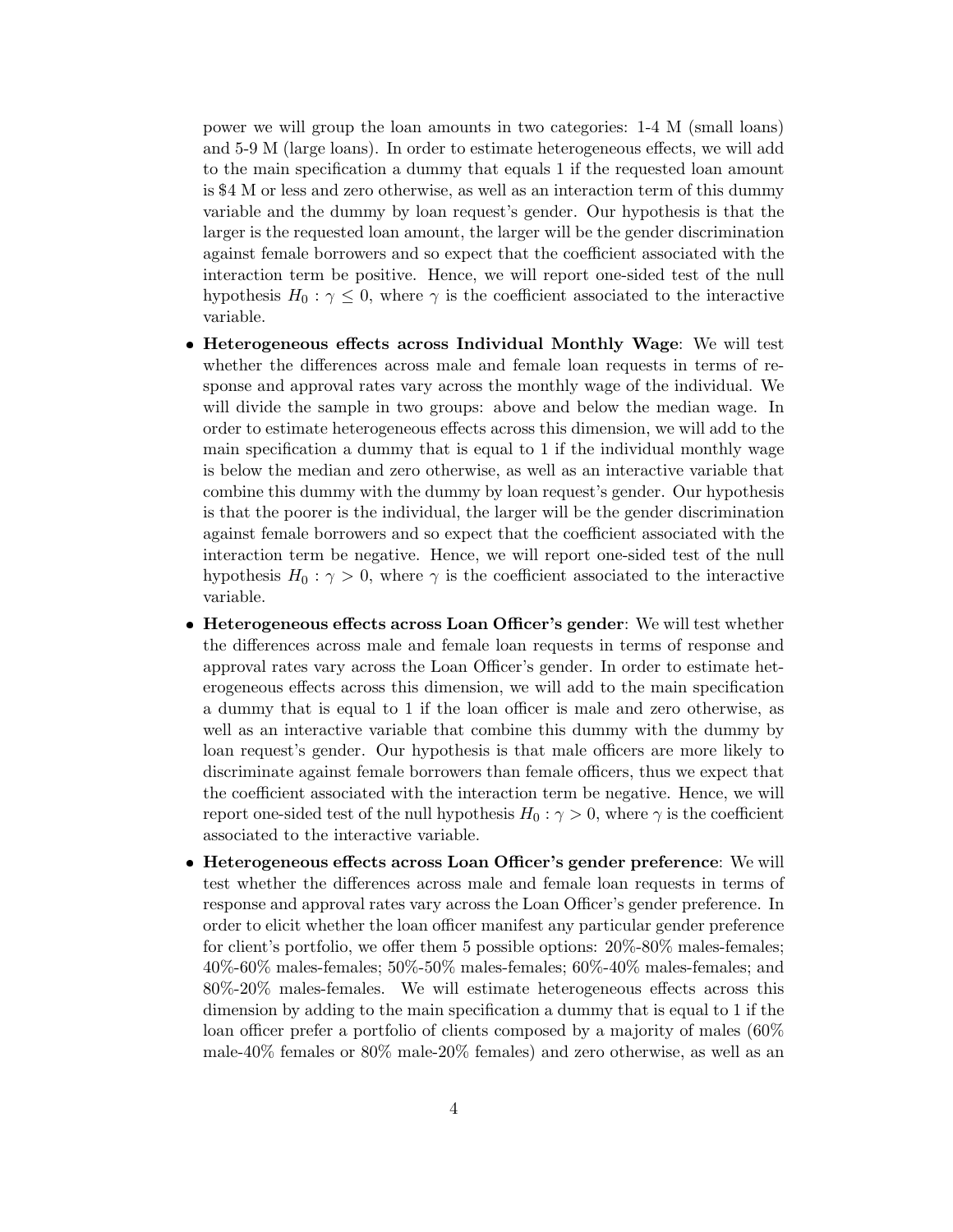power we will group the loan amounts in two categories: 1-4 M (small loans) and 5-9 M (large loans). In order to estimate heterogeneous effects, we will add to the main specification a dummy that equals 1 if the requested loan amount is \$4 M or less and zero otherwise, as well as an interaction term of this dummy variable and the dummy by loan request's gender. Our hypothesis is that the larger is the requested loan amount, the larger will be the gender discrimination against female borrowers and so expect that the coefficient associated with the interaction term be positive. Hence, we will report one-sided test of the null hypothesis $H_0 : \gamma \leq 0$, where $\gamma$ is the coefficient associated to the interactive variable.

- **Heterogeneous effects across Individual Monthly Wage**: We will test whether the differences across male and female loan requests in terms of response and approval rates vary across the monthly wage of the individual. We will divide the sample in two groups: above and below the median wage. In order to estimate heterogeneous effects across this dimension, we will add to the main specification a dummy that is equal to 1 if the individual monthly wage is below the median and zero otherwise, as well as an interactive variable that combine this dummy with the dummy by loan request's gender. Our hypothesis is that the poorer is the individual, the larger will be the gender discrimination against female borrowers and so expect that the coefficient associated with the interaction term be negative. Hence, we will report one-sided test of the null hypothesis $H_0 : \gamma > 0$, where $\gamma$ is the coefficient associated to the interactive variable.
- **Heterogeneous effects across Loan Officer's gender**: We will test whether the differences across male and female loan requests in terms of response and approval rates vary across the Loan Officer's gender. In order to estimate heterogeneous effects across this dimension, we will add to the main specification a dummy that is equal to 1 if the loan officer is male and zero otherwise, as well as an interactive variable that combine this dummy with the dummy by loan request's gender. Our hypothesis is that male officers are more likely to discriminate against female borrowers than female officers, thus we expect that the coefficient associated with the interaction term be negative. Hence, we will report one-sided test of the null hypothesis $H_0 : \gamma > 0$, where $\gamma$ is the coefficient associated to the interactive variable.
- **Heterogeneous effects across Loan Officer's gender preference**: We will test whether the differences across male and female loan requests in terms of response and approval rates vary across the Loan Officer's gender preference. In order to elicit whether the loan officer manifest any particular gender preference for client's portfolio, we offer them 5 possible options: 20%-80% males-females; 40%-60% males-females; 50%-50% males-females; 60%-40% males-females; and 80%-20% males-females. We will estimate heterogeneous effects across this dimension by adding to the main specification a dummy that is equal to 1 if the loan officer prefer a portfolio of clients composed by a majority of males (60% male-40% females or 80% male-20% females) and zero otherwise, as well as an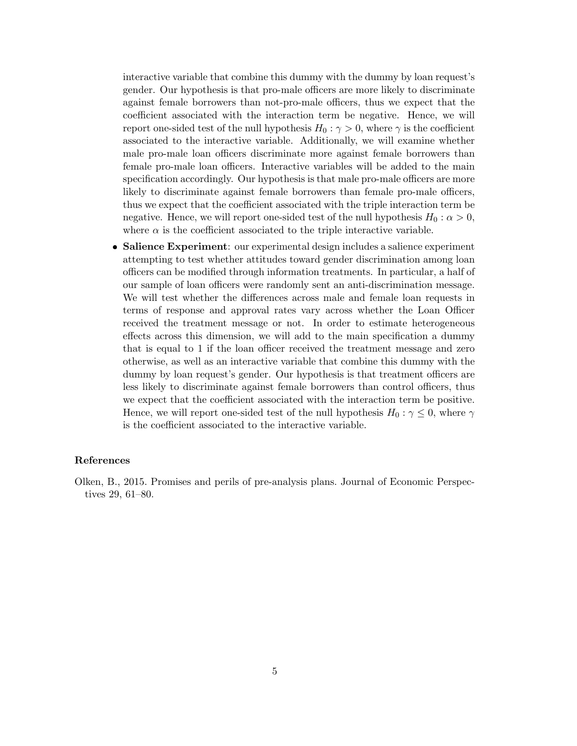interactive variable that combine this dummy with the dummy by loan request's gender. Our hypothesis is that pro-male officers are more likely to discriminate against female borrowers than not-pro-male officers, thus we expect that the coefficient associated with the interaction term be negative. Hence, we will report one-sided test of the null hypothesis $H_0 : \gamma > 0$, where $\gamma$ is the coefficient associated to the interactive variable. Additionally, we will examine whether male pro-male loan officers discriminate more against female borrowers than female pro-male loan officers. Interactive variables will be added to the main specification accordingly. Our hypothesis is that male pro-male officers are more likely to discriminate against female borrowers than female pro-male officers, thus we expect that the coefficient associated with the triple interaction term be negative. Hence, we will report one-sided test of the null hypothesis $H_0 : \alpha > 0$, where $\alpha$ is the coefficient associated to the triple interactive variable.

- **Salience Experiment**: our experimental design includes a salience experiment attempting to test whether attitudes toward gender discrimination among loan officers can be modified through information treatments. In particular, a half of our sample of loan officers were randomly sent an anti-discrimination message. We will test whether the differences across male and female loan requests in terms of response and approval rates vary across whether the Loan Officer received the treatment message or not. In order to estimate heterogeneous effects across this dimension, we will add to the main specification a dummy that is equal to 1 if the loan officer received the treatment message and zero otherwise, as well as an interactive variable that combine this dummy with the dummy by loan request's gender. Our hypothesis is that treatment officers are less likely to discriminate against female borrowers than control officers, thus we expect that the coefficient associated with the interaction term be positive. Hence, we will report one-sided test of the null hypothesis $H_0 : \gamma \leq 0$, where $\gamma$ is the coefficient associated to the interactive variable.

## References

Olken, B., 2015. Promises and perils of pre-analysis plans. Journal of Economic Perspectives 29, 61–80.